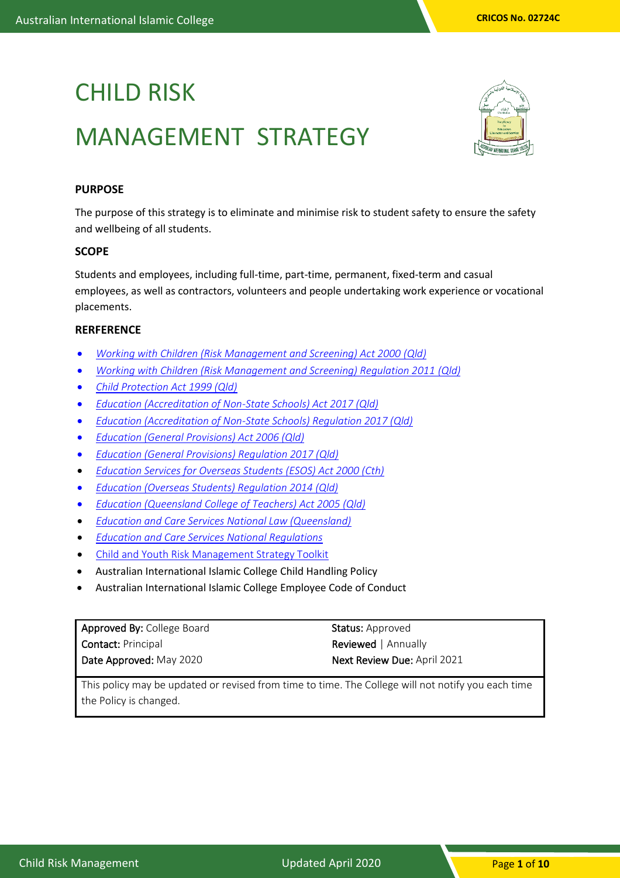# CHILD RISK MANAGEMENT STRATEGY

## PURPOSE

The purpose of this strategy is to eliminate and minimise risk to student safety to ensure the safety and wellbeing of all students.

## SCOPE

Students and employees, including full-time, part-time, permanent, fixed-term and casual employees, as well as contractors, volunteers and people undertaking work experience or vocational placements.

## RERFERENCE

- *Working with Children (Risk Management and Screening) Act 2000 (Qld)*
- *Working with Children (Risk Management and Screening) Regulation 2011 (Qld)*
- *Child Protection Act 1999 (Qld)*
- *Education (Accreditation of Non-State Schools) Act 2017 (Qld)*
- *Education (Accreditation of Non-State Schools) Regulation 2017 (Qld)*
- *Education (General Provisions) Act 2006 (Qld)*
- *Education (General Provisions) Regulation 2017 (Qld)*
- *Education Services for Overseas Students (ESOS) Act 2000 (Cth)*
- *Education (Overseas Students) Regulation 2014 (Qld)*
- *Education (Queensland College of Teachers) Act 2005 (Qld)*
- *Education and Care Services National Law (Queensland)*
- *Education and Care Services National Regulations*
- Child and Youth Risk Management Strategy Toolkit
- Australian International Islamic College Child Handling Policy
- Australian International Islamic College Employee Code of Conduct

| | |
|---|---|
| **Approved By:** College Board | **Status:** Approved |
| **Contact:** Principal | **Reviewed** \| Annually |
| **Date Approved:** May 2020 | **Next Review Due:** April 2021 |

This policy may be updated or revised from time to time. The College will not notify you each time the Policy is changed.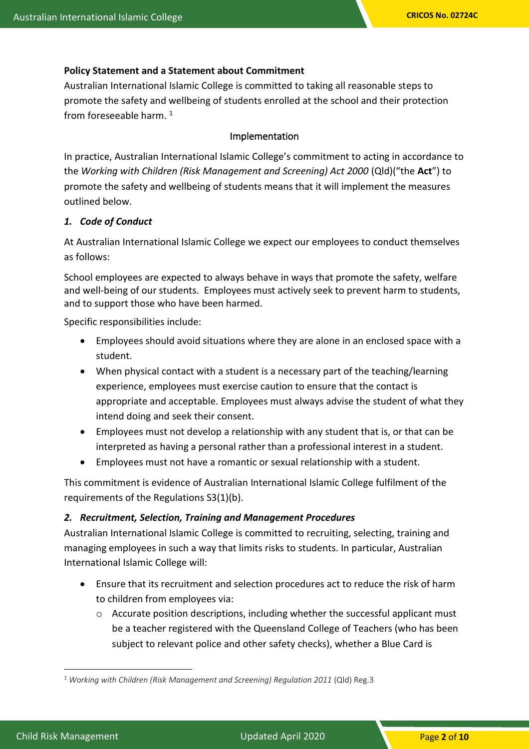**Policy Statement and a Statement about Commitment**

Australian International Islamic College is committed to taking all reasonable steps to promote the safety and wellbeing of students enrolled at the school and their protection from foreseeable harm. [1]

## Implementation

In practice, Australian International Islamic College's commitment to acting in accordance to the *Working with Children (Risk Management and Screening) Act 2000* (Qld)("the **Act**") to promote the safety and wellbeing of students means that it will implement the measures outlined below.

### *1. Code of Conduct*

At Australian International Islamic College we expect our employees to conduct themselves as follows:

School employees are expected to always behave in ways that promote the safety, welfare and well-being of our students. Employees must actively seek to prevent harm to students, and to support those who have been harmed.

Specific responsibilities include:

- Employees should avoid situations where they are alone in an enclosed space with a student.
- When physical contact with a student is a necessary part of the teaching/learning experience, employees must exercise caution to ensure that the contact is appropriate and acceptable. Employees must always advise the student of what they intend doing and seek their consent.
- Employees must not develop a relationship with any student that is, or that can be interpreted as having a personal rather than a professional interest in a student.
- Employees must not have a romantic or sexual relationship with a student.

This commitment is evidence of Australian International Islamic College fulfilment of the requirements of the Regulations S3(1)(b).

### *2. Recruitment, Selection, Training and Management Procedures*

Australian International Islamic College is committed to recruiting, selecting, training and managing employees in such a way that limits risks to students. In particular, Australian International Islamic College will:

- Ensure that its recruitment and selection procedures act to reduce the risk of harm to children from employees via:
  - Accurate position descriptions, including whether the successful applicant must be a teacher registered with the Queensland College of Teachers (who has been subject to relevant police and other safety checks), whether a Blue Card is

[1] *Working with Children (Risk Management and Screening) Regulation 2011* (Qld) Reg.3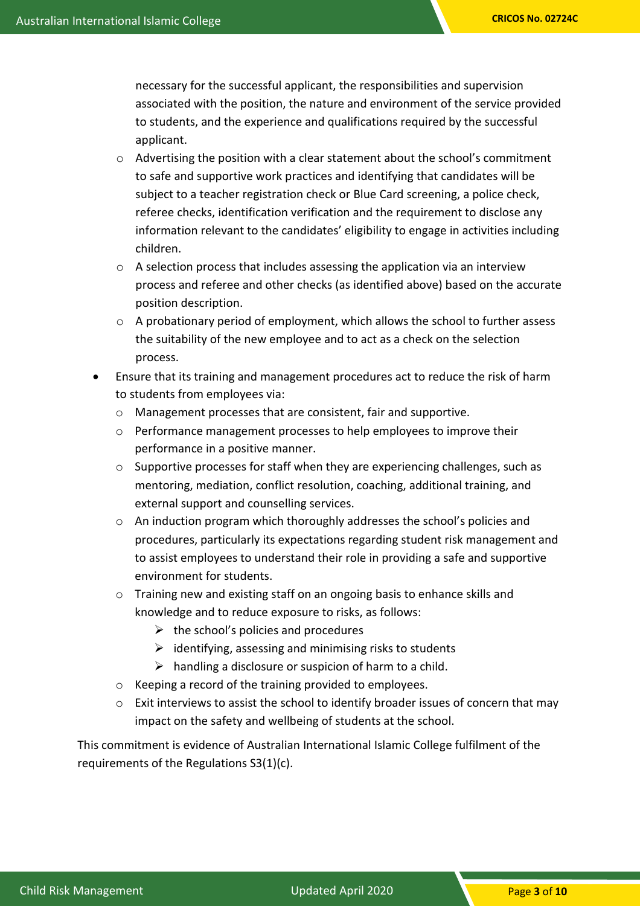- necessary for the successful applicant, the responsibilities and supervision associated with the position, the nature and environment of the service provided to students, and the experience and qualifications required by the successful applicant.
  - Advertising the position with a clear statement about the school's commitment to safe and supportive work practices and identifying that candidates will be subject to a teacher registration check or Blue Card screening, a police check, referee checks, identification verification and the requirement to disclose any information relevant to the candidates' eligibility to engage in activities including children.
  - A selection process that includes assessing the application via an interview process and referee and other checks (as identified above) based on the accurate position description.
  - A probationary period of employment, which allows the school to further assess the suitability of the new employee and to act as a check on the selection process.
- Ensure that its training and management procedures act to reduce the risk of harm to students from employees via:
  - Management processes that are consistent, fair and supportive.
  - Performance management processes to help employees to improve their performance in a positive manner.
  - Supportive processes for staff when they are experiencing challenges, such as mentoring, mediation, conflict resolution, coaching, additional training, and external support and counselling services.
  - An induction program which thoroughly addresses the school's policies and procedures, particularly its expectations regarding student risk management and to assist employees to understand their role in providing a safe and supportive environment for students.
  - Training new and existing staff on an ongoing basis to enhance skills and knowledge and to reduce exposure to risks, as follows:
    - the school's policies and procedures
    - identifying, assessing and minimising risks to students
    - handling a disclosure or suspicion of harm to a child.
  - Keeping a record of the training provided to employees.
  - Exit interviews to assist the school to identify broader issues of concern that may impact on the safety and wellbeing of students at the school.

This commitment is evidence of Australian International Islamic College fulfilment of the requirements of the Regulations S3(1)(c).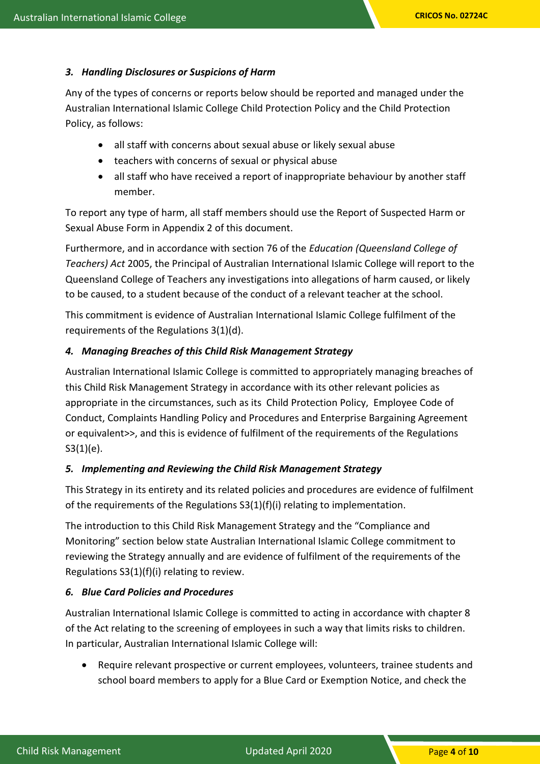### *3. Handling Disclosures or Suspicions of Harm*

Any of the types of concerns or reports below should be reported and managed under the Australian International Islamic College Child Protection Policy and the Child Protection Policy, as follows:

- all staff with concerns about sexual abuse or likely sexual abuse
- teachers with concerns of sexual or physical abuse
- all staff who have received a report of inappropriate behaviour by another staff member.

To report any type of harm, all staff members should use the Report of Suspected Harm or Sexual Abuse Form in Appendix 2 of this document.

Furthermore, and in accordance with section 76 of the *Education (Queensland College of Teachers) Act* 2005, the Principal of Australian International Islamic College will report to the Queensland College of Teachers any investigations into allegations of harm caused, or likely to be caused, to a student because of the conduct of a relevant teacher at the school.

This commitment is evidence of Australian International Islamic College fulfilment of the requirements of the Regulations 3(1)(d).

### *4. Managing Breaches of this Child Risk Management Strategy*

Australian International Islamic College is committed to appropriately managing breaches of this Child Risk Management Strategy in accordance with its other relevant policies as appropriate in the circumstances, such as its Child Protection Policy, Employee Code of Conduct, Complaints Handling Policy and Procedures and Enterprise Bargaining Agreement or equivalent>>, and this is evidence of fulfilment of the requirements of the Regulations S3(1)(e).

### *5. Implementing and Reviewing the Child Risk Management Strategy*

This Strategy in its entirety and its related policies and procedures are evidence of fulfilment of the requirements of the Regulations S3(1)(f)(i) relating to implementation.

The introduction to this Child Risk Management Strategy and the "Compliance and Monitoring" section below state Australian International Islamic College commitment to reviewing the Strategy annually and are evidence of fulfilment of the requirements of the Regulations S3(1)(f)(i) relating to review.

### *6. Blue Card Policies and Procedures*

Australian International Islamic College is committed to acting in accordance with chapter 8 of the Act relating to the screening of employees in such a way that limits risks to children. In particular, Australian International Islamic College will:

- Require relevant prospective or current employees, volunteers, trainee students and school board members to apply for a Blue Card or Exemption Notice, and check the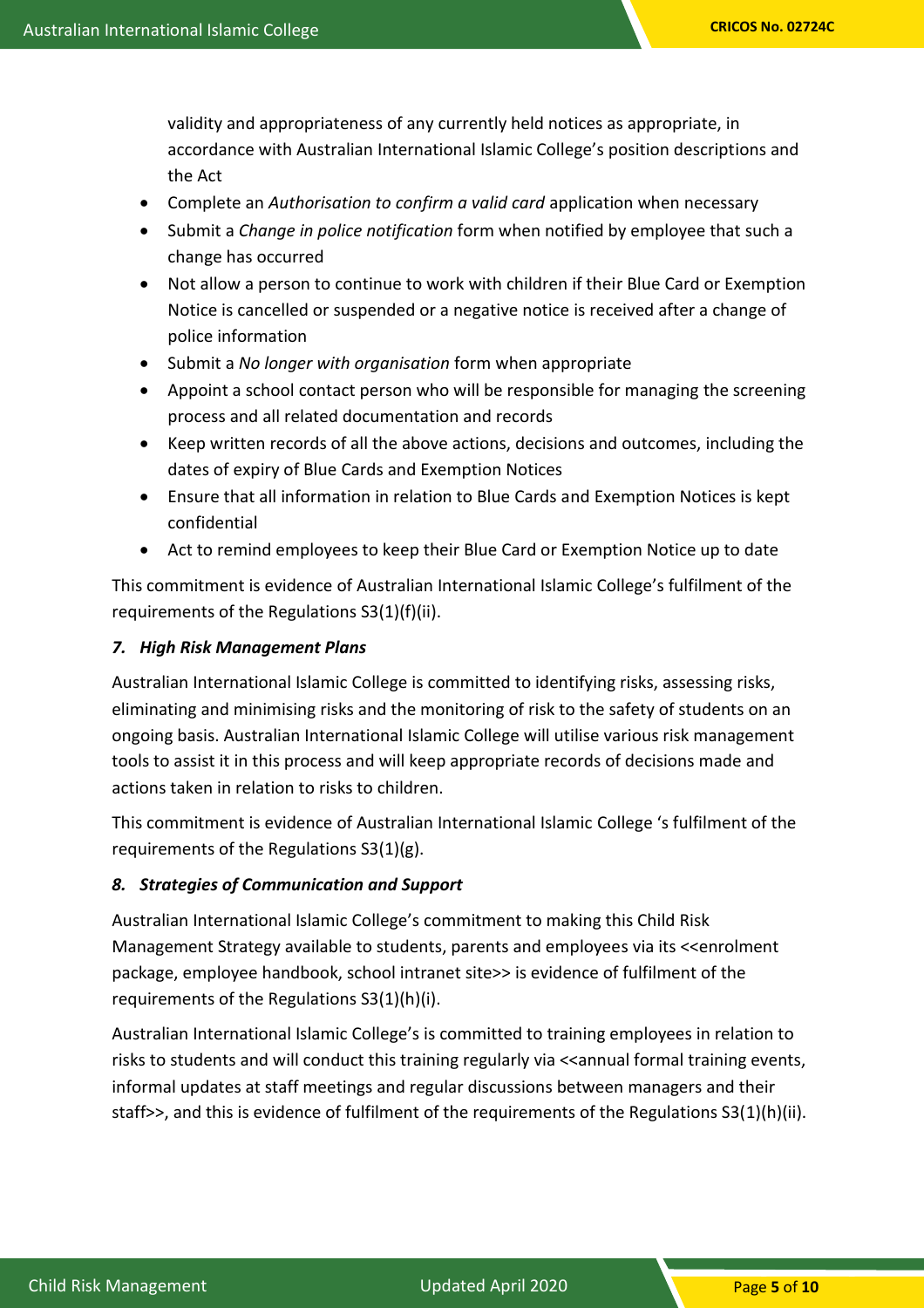validity and appropriateness of any currently held notices as appropriate, in accordance with Australian International Islamic College's position descriptions and the Act

- Complete an *Authorisation to confirm a valid card* application when necessary
- Submit a *Change in police notification* form when notified by employee that such a change has occurred
- Not allow a person to continue to work with children if their Blue Card or Exemption Notice is cancelled or suspended or a negative notice is received after a change of police information
- Submit a *No longer with organisation* form when appropriate
- Appoint a school contact person who will be responsible for managing the screening process and all related documentation and records
- Keep written records of all the above actions, decisions and outcomes, including the dates of expiry of Blue Cards and Exemption Notices
- Ensure that all information in relation to Blue Cards and Exemption Notices is kept confidential
- Act to remind employees to keep their Blue Card or Exemption Notice up to date

This commitment is evidence of Australian International Islamic College's fulfilment of the requirements of the Regulations S3(1)(f)(ii).

### *7. High Risk Management Plans*

Australian International Islamic College is committed to identifying risks, assessing risks, eliminating and minimising risks and the monitoring of risk to the safety of students on an ongoing basis. Australian International Islamic College will utilise various risk management tools to assist it in this process and will keep appropriate records of decisions made and actions taken in relation to risks to children.

This commitment is evidence of Australian International Islamic College 's fulfilment of the requirements of the Regulations S3(1)(g).

### *8. Strategies of Communication and Support*

Australian International Islamic College's commitment to making this Child Risk Management Strategy available to students, parents and employees via its <<enrolment package, employee handbook, school intranet site>> is evidence of fulfilment of the requirements of the Regulations S3(1)(h)(i).

Australian International Islamic College's is committed to training employees in relation to risks to students and will conduct this training regularly via <<annual formal training events, informal updates at staff meetings and regular discussions between managers and their staff>>, and this is evidence of fulfilment of the requirements of the Regulations S3(1)(h)(ii).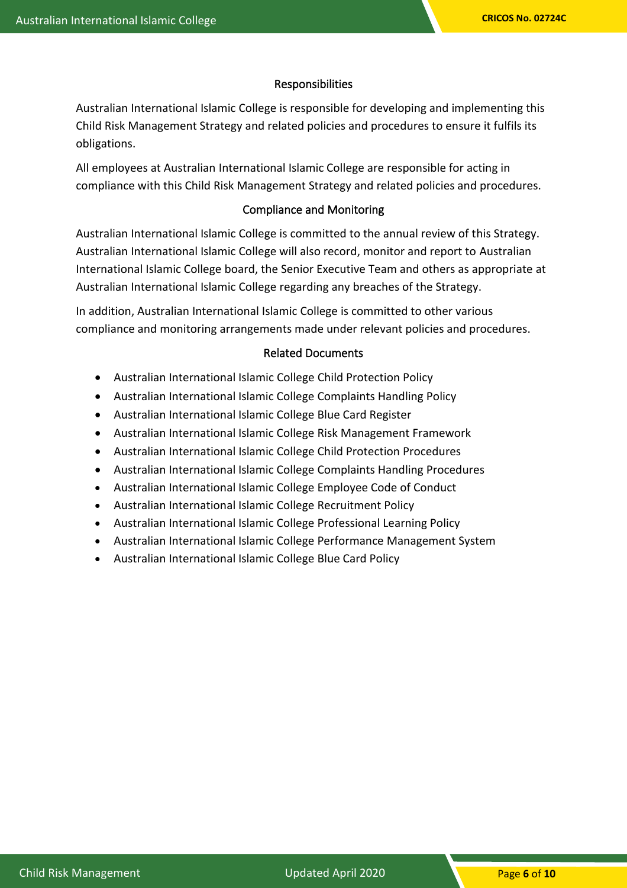## Responsibilities

Australian International Islamic College is responsible for developing and implementing this Child Risk Management Strategy and related policies and procedures to ensure it fulfils its obligations.

All employees at Australian International Islamic College are responsible for acting in compliance with this Child Risk Management Strategy and related policies and procedures.

## Compliance and Monitoring

Australian International Islamic College is committed to the annual review of this Strategy. Australian International Islamic College will also record, monitor and report to Australian International Islamic College board, the Senior Executive Team and others as appropriate at Australian International Islamic College regarding any breaches of the Strategy.

In addition, Australian International Islamic College is committed to other various compliance and monitoring arrangements made under relevant policies and procedures.

## Related Documents

- Australian International Islamic College Child Protection Policy
- Australian International Islamic College Complaints Handling Policy
- Australian International Islamic College Blue Card Register
- Australian International Islamic College Risk Management Framework
- Australian International Islamic College Child Protection Procedures
- Australian International Islamic College Complaints Handling Procedures
- Australian International Islamic College Employee Code of Conduct
- Australian International Islamic College Recruitment Policy
- Australian International Islamic College Professional Learning Policy
- Australian International Islamic College Performance Management System
- Australian International Islamic College Blue Card Policy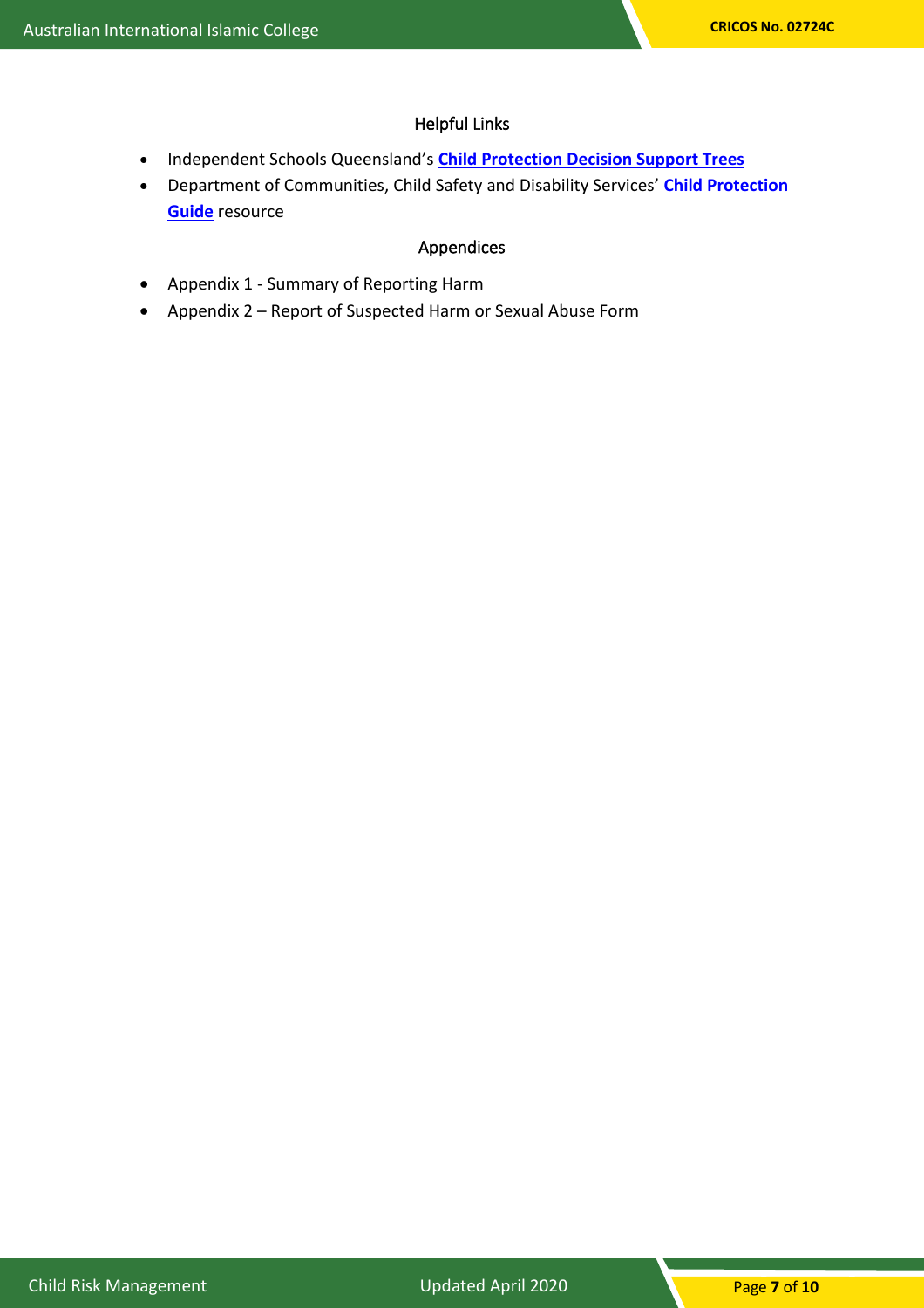## Helpful Links

- Independent Schools Queensland's **Child Protection Decision Support Trees**
- Department of Communities, Child Safety and Disability Services' **Child Protection Guide** resource

## Appendices

- Appendix 1 - Summary of Reporting Harm
- Appendix 2 – Report of Suspected Harm or Sexual Abuse Form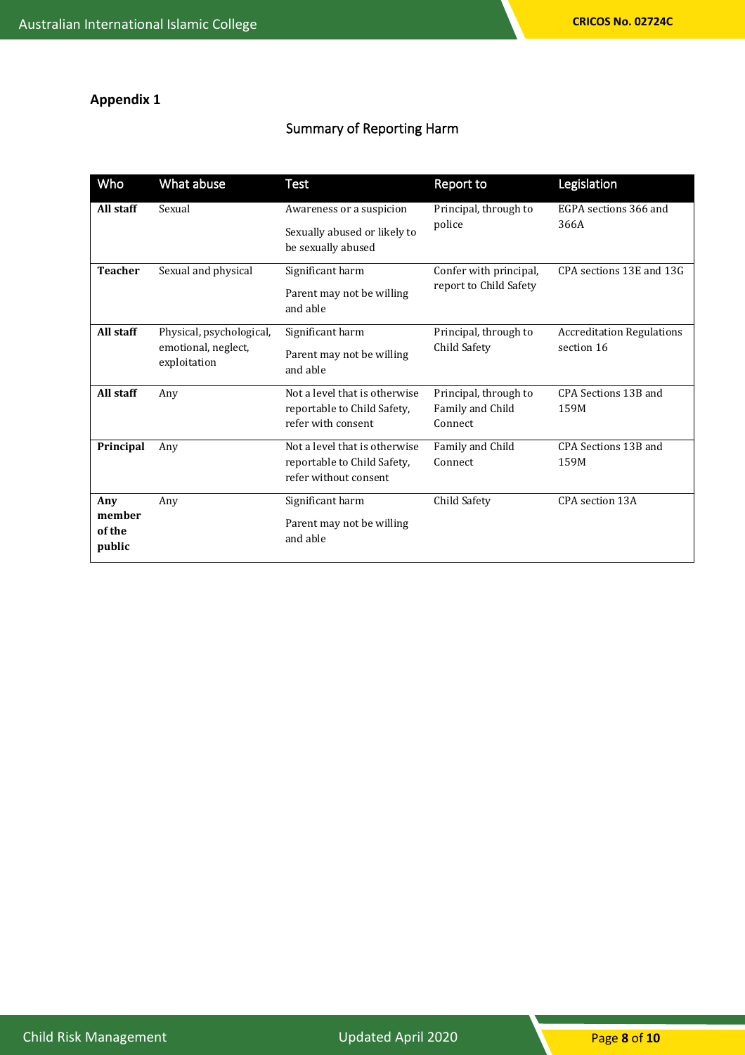## Appendix 1

### Summary of Reporting Harm

| Who | What abuse | Test | Report to | Legislation |
|---|---|---|---|---|
| **All staff** | Sexual | Awareness or a suspicion<br>Sexually abused or likely to be sexually abused | Principal, through to police | EGPA sections 366 and 366A |
| **Teacher** | Sexual and physical | Significant harm<br>Parent may not be willing and able | Confer with principal, report to Child Safety | CPA sections 13E and 13G |
| **All staff** | Physical, psychological, emotional, neglect, exploitation | Significant harm<br>Parent may not be willing and able | Principal, through to Child Safety | Accreditation Regulations section 16 |
| **All staff** | Any | Not a level that is otherwise reportable to Child Safety, refer with consent | Principal, through to Family and Child Connect | CPA Sections 13B and 159M |
| **Principal** | Any | Not a level that is otherwise reportable to Child Safety, refer without consent | Family and Child Connect | CPA Sections 13B and 159M |
| **Any member of the public** | Any | Significant harm<br>Parent may not be willing and able | Child Safety | CPA section 13A |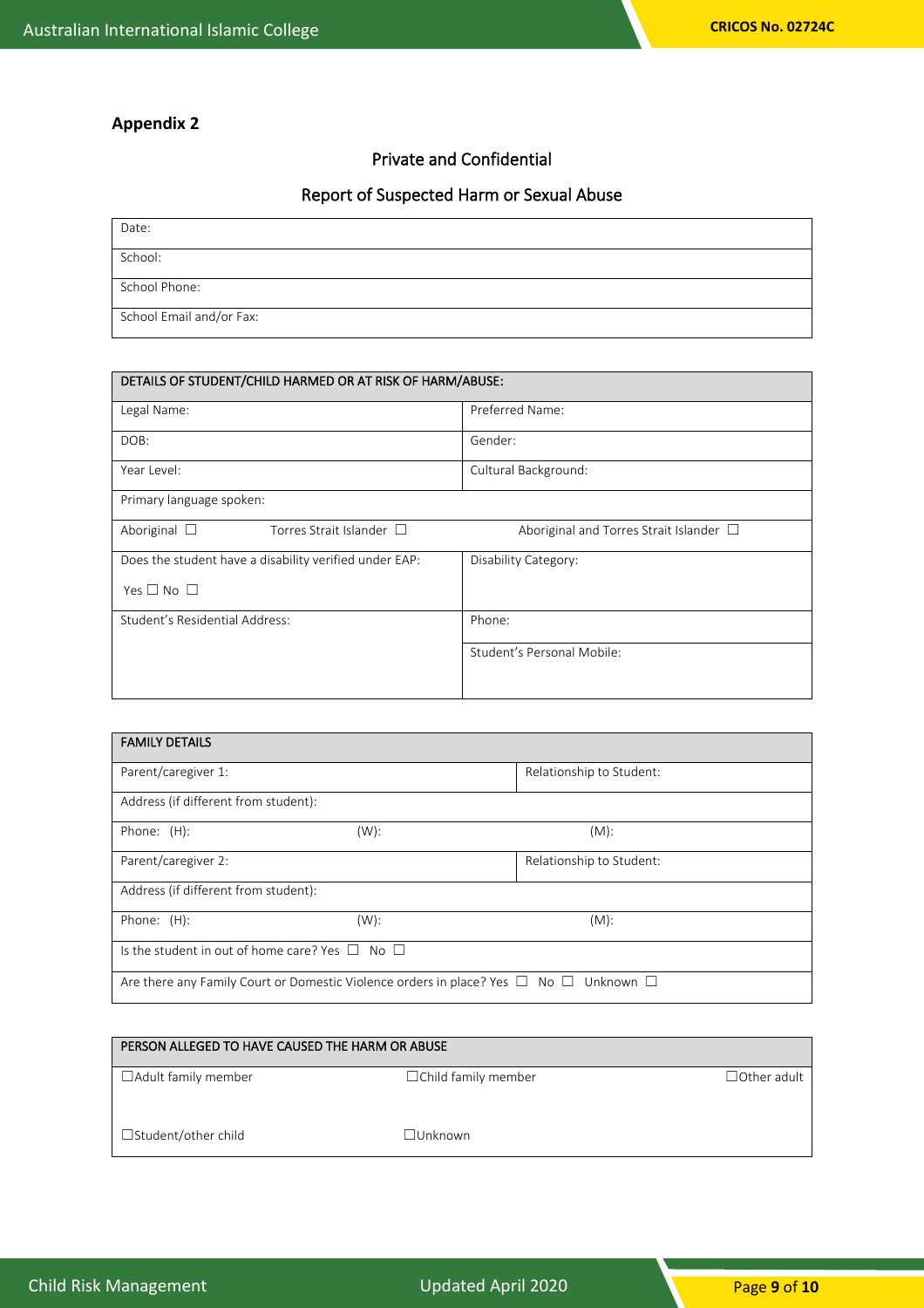## Appendix 2

Private and Confidential

Report of Suspected Harm or Sexual Abuse

| Date: |
|---|
| School: |
| School Phone: |
| School Email and/or Fax: |

| DETAILS OF STUDENT/CHILD HARMED OR AT RISK OF HARM/ABUSE: | | |
|---|---|---|
| Legal Name: | | Preferred Name: |
| DOB: | | Gender: |
| Year Level: | | Cultural Background: |
| Primary language spoken: | | |
| Aboriginal ☐ | Torres Strait Islander ☐ | Aboriginal and Torres Strait Islander ☐ |
| Does the student have a disability verified under EAP: Yes ☐ No ☐ | | Disability Category: |
| Student's Residential Address: | | Phone: |
| | | Student's Personal Mobile: |

| FAMILY DETAILS | | |
|---|---|---|
| Parent/caregiver 1: | | Relationship to Student: |
| Address (if different from student): | | |
| Phone: (H): | (W): | (M): |
| Parent/caregiver 2: | | Relationship to Student: |
| Address (if different from student): | | |
| Phone: (H): | (W): | (M): |
| Is the student in out of home care? Yes ☐ No ☐ | | |
| Are there any Family Court or Domestic Violence orders in place? Yes ☐ No ☐ Unknown ☐ | | |

| PERSON ALLEGED TO HAVE CAUSED THE HARM OR ABUSE | | |
|---|---|---|
| ☐Adult family member | ☐Child family member | ☐Other adult |
| ☐Student/other child | ☐Unknown | |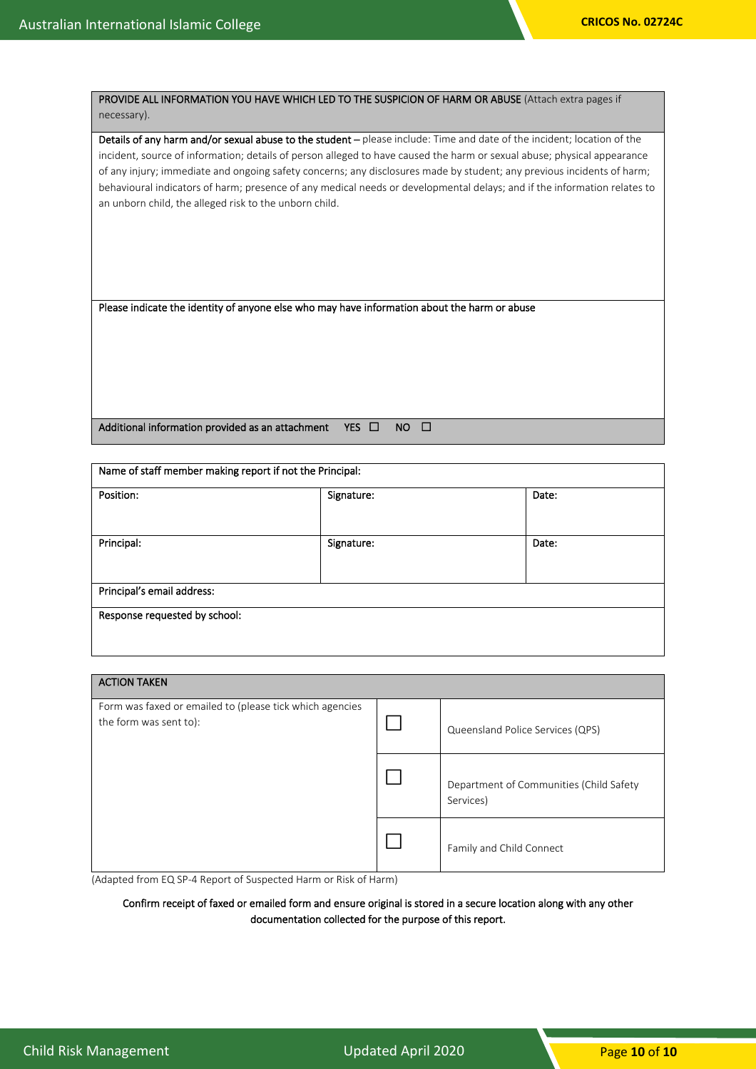| PROVIDE ALL INFORMATION YOU HAVE WHICH LED TO THE SUSPICION OF HARM OR ABUSE (Attach extra pages if necessary). |
|---|
| **Details of any harm and/or sexual abuse to the student** – please include: Time and date of the incident; location of the incident, source of information; details of person alleged to have caused the harm or sexual abuse; physical appearance of any injury; immediate and ongoing safety concerns; any disclosures made by student; any previous incidents of harm; behavioural indicators of harm; presence of any medical needs or developmental delays; and if the information relates to an unborn child, the alleged risk to the unborn child. |
| Please indicate the identity of anyone else who may have information about the harm or abuse |
| Additional information provided as an attachment YES ☐ NO ☐ |

| Name of staff member making report if not the Principal: | | |
|---|---|---|
| Position: | Signature: | Date: |
| Principal: | Signature: | Date: |
| Principal's email address: | | |
| Response requested by school: | | |

| ACTION TAKEN | | |
|---|---|---|
| Form was faxed or emailed to (please tick which agencies the form was sent to): | ☐ | Queensland Police Services (QPS) |
| | ☐ | Department of Communities (Child Safety Services) |
| | ☐ | Family and Child Connect |

(Adapted from EQ SP-4 Report of Suspected Harm or Risk of Harm)

Confirm receipt of faxed or emailed form and ensure original is stored in a secure location along with any other documentation collected for the purpose of this report.